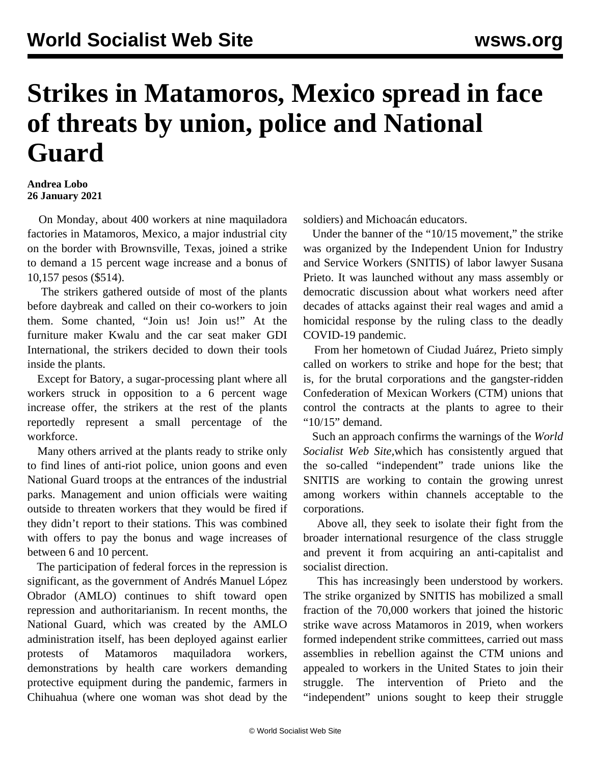# Strikes in Matamoros, Mexico spread in face of threats by union, police and National Guard

**Andrea Lobo**
**26 January 2021**

On Monday, about 400 workers at nine maquiladora factories in Matamoros, Mexico, a major industrial city on the border with Brownsville, Texas, joined a strike to demand a 15 percent wage increase and a bonus of 10,157 pesos ($514).

The strikers gathered outside of most of the plants before daybreak and called on their co-workers to join them. Some chanted, "Join us! Join us!" At the furniture maker Kwalu and the car seat maker GDI International, the strikers decided to down their tools inside the plants.

Except for Batory, a sugar-processing plant where all workers struck in opposition to a 6 percent wage increase offer, the strikers at the rest of the plants reportedly represent a small percentage of the workforce.

Many others arrived at the plants ready to strike only to find lines of anti-riot police, union goons and even National Guard troops at the entrances of the industrial parks. Management and union officials were waiting outside to threaten workers that they would be fired if they didn't report to their stations. This was combined with offers to pay the bonus and wage increases of between 6 and 10 percent.

The participation of federal forces in the repression is significant, as the government of Andrés Manuel López Obrador (AMLO) continues to shift toward open repression and authoritarianism. In recent months, the National Guard, which was created by the AMLO administration itself, has been deployed against earlier protests of Matamoros maquiladora workers, demonstrations by health care workers demanding protective equipment during the pandemic, farmers in Chihuahua (where one woman was shot dead by the soldiers) and Michoacán educators.

Under the banner of the "10/15 movement," the strike was organized by the Independent Union for Industry and Service Workers (SNITIS) of labor lawyer Susana Prieto. It was launched without any mass assembly or democratic discussion about what workers need after decades of attacks against their real wages and amid a homicidal response by the ruling class to the deadly COVID-19 pandemic.

From her hometown of Ciudad Juárez, Prieto simply called on workers to strike and hope for the best; that is, for the brutal corporations and the gangster-ridden Confederation of Mexican Workers (CTM) unions that control the contracts at the plants to agree to their "10/15" demand.

Such an approach confirms the warnings of the *World Socialist Web Site*, which has consistently argued that the so-called "independent" trade unions like the SNITIS are working to contain the growing unrest among workers within channels acceptable to the corporations.

Above all, they seek to isolate their fight from the broader international resurgence of the class struggle and prevent it from acquiring an anti-capitalist and socialist direction.

This has increasingly been understood by workers. The strike organized by SNITIS has mobilized a small fraction of the 70,000 workers that joined the historic strike wave across Matamoros in 2019, when workers formed independent strike committees, carried out mass assemblies in rebellion against the CTM unions and appealed to workers in the United States to join their struggle. The intervention of Prieto and the "independent" unions sought to keep their struggle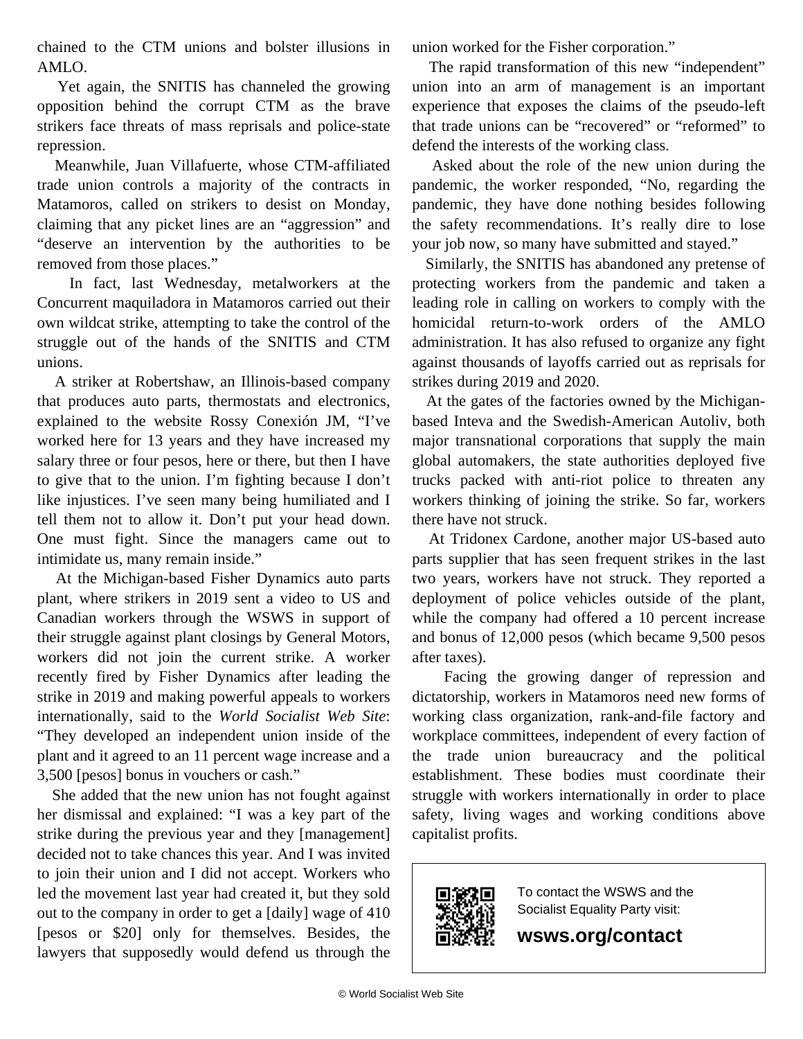chained to the CTM unions and bolster illusions in AMLO.

Yet again, the SNITIS has channeled the growing opposition behind the corrupt CTM as the brave strikers face threats of mass reprisals and police-state repression.

Meanwhile, Juan Villafuerte, whose CTM-affiliated trade union controls a majority of the contracts in Matamoros, called on strikers to desist on Monday, claiming that any picket lines are an "aggression" and "deserve an intervention by the authorities to be removed from those places."

In fact, last Wednesday, metalworkers at the Concurrent maquiladora in Matamoros carried out their own wildcat strike, attempting to take the control of the struggle out of the hands of the SNITIS and CTM unions.

A striker at Robertshaw, an Illinois-based company that produces auto parts, thermostats and electronics, explained to the website Rossy Conexión JM, "I've worked here for 13 years and they have increased my salary three or four pesos, here or there, but then I have to give that to the union. I'm fighting because I don't like injustices. I've seen many being humiliated and I tell them not to allow it. Don't put your head down. One must fight. Since the managers came out to intimidate us, many remain inside."

At the Michigan-based Fisher Dynamics auto parts plant, where strikers in 2019 sent a video to US and Canadian workers through the WSWS in support of their struggle against plant closings by General Motors, workers did not join the current strike. A worker recently fired by Fisher Dynamics after leading the strike in 2019 and making powerful appeals to workers internationally, said to the *World Socialist Web Site*: "They developed an independent union inside of the plant and it agreed to an 11 percent wage increase and a 3,500 [pesos] bonus in vouchers or cash."

She added that the new union has not fought against her dismissal and explained: "I was a key part of the strike during the previous year and they [management] decided not to take chances this year. And I was invited to join their union and I did not accept. Workers who led the movement last year had created it, but they sold out to the company in order to get a [daily] wage of 410 [pesos or $20] only for themselves. Besides, the lawyers that supposedly would defend us through the union worked for the Fisher corporation."

The rapid transformation of this new "independent" union into an arm of management is an important experience that exposes the claims of the pseudo-left that trade unions can be "recovered" or "reformed" to defend the interests of the working class.

Asked about the role of the new union during the pandemic, the worker responded, "No, regarding the pandemic, they have done nothing besides following the safety recommendations. It's really dire to lose your job now, so many have submitted and stayed."

Similarly, the SNITIS has abandoned any pretense of protecting workers from the pandemic and taken a leading role in calling on workers to comply with the homicidal return-to-work orders of the AMLO administration. It has also refused to organize any fight against thousands of layoffs carried out as reprisals for strikes during 2019 and 2020.

At the gates of the factories owned by the Michigan-based Inteva and the Swedish-American Autoliv, both major transnational corporations that supply the main global automakers, the state authorities deployed five trucks packed with anti-riot police to threaten any workers thinking of joining the strike. So far, workers there have not struck.

At Tridonex Cardone, another major US-based auto parts supplier that has seen frequent strikes in the last two years, workers have not struck. They reported a deployment of police vehicles outside of the plant, while the company had offered a 10 percent increase and bonus of 12,000 pesos (which became 9,500 pesos after taxes).

Facing the growing danger of repression and dictatorship, workers in Matamoros need new forms of working class organization, rank-and-file factory and workplace committees, independent of every faction of the trade union bureaucracy and the political establishment. These bodies must coordinate their struggle with workers internationally in order to place safety, living wages and working conditions above capitalist profits.

To contact the WSWS and the Socialist Equality Party visit:

**wsws.org/contact**